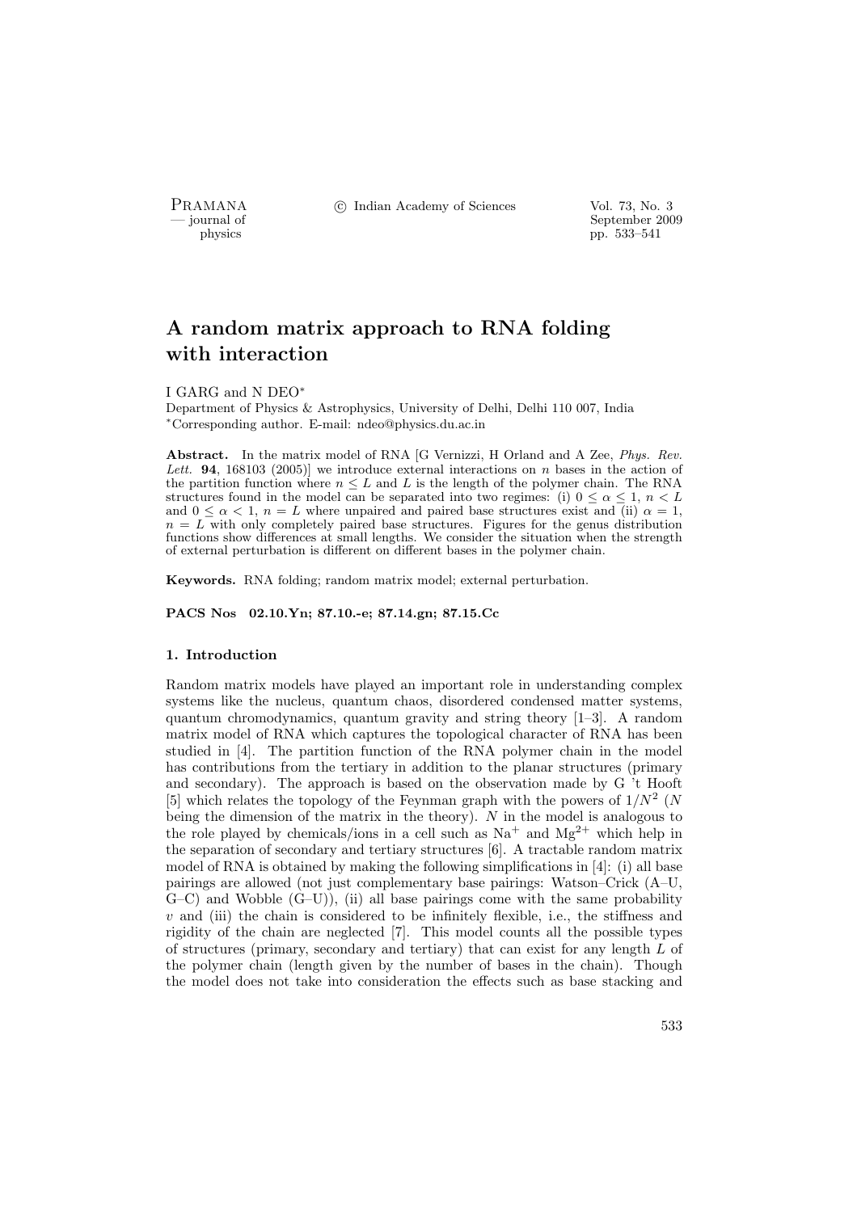# A random matrix approach to RNA folding with interaction

I GARG and N DEO*

Department of Physics & Astrophysics, University of Delhi, Delhi 110 007, India
*Corresponding author. E-mail: ndeo@physics.du.ac.in

**Abstract.** In the matrix model of RNA [G Vernizzi, H Orland and A Zee, *Phys. Rev. Lett.* **94**, 168103 (2005)] we introduce external interactions on $n$ bases in the action of the partition function where $n \leq L$ and $L$ is the length of the polymer chain. The RNA structures found in the model can be separated into two regimes: (i) $0 \leq \alpha \leq 1$, $n < L$ and $0 \leq \alpha < 1$, $n = L$ where unpaired and paired base structures exist and (ii) $\alpha = 1$, $n = L$ with only completely paired base structures. Figures for the genus distribution functions show differences at small lengths. We consider the situation when the strength of external perturbation is different on different bases in the polymer chain.

**Keywords.** RNA folding; random matrix model; external perturbation.

**PACS Nos** 02.10.Yn; 87.10.-e; 87.14.gn; 87.15.Cc

## 1. Introduction

Random matrix models have played an important role in understanding complex systems like the nucleus, quantum chaos, disordered condensed matter systems, quantum chromodynamics, quantum gravity and string theory [1–3]. A random matrix model of RNA which captures the topological character of RNA has been studied in [4]. The partition function of the RNA polymer chain in the model has contributions from the tertiary in addition to the planar structures (primary and secondary). The approach is based on the observation made by G 't Hooft [5] which relates the topology of the Feynman graph with the powers of $1/N^2$ ($N$ being the dimension of the matrix in the theory). $N$ in the model is analogous to the role played by chemicals/ions in a cell such as $Na^+$ and $Mg^{2+}$ which help in the separation of secondary and tertiary structures [6]. A tractable random matrix model of RNA is obtained by making the following simplifications in [4]: (i) all base pairings are allowed (not just complementary base pairings: Watson–Crick (A–U, G–C) and Wobble (G–U)), (ii) all base pairings come with the same probability $v$ and (iii) the chain is considered to be infinitely flexible, i.e., the stiffness and rigidity of the chain are neglected [7]. This model counts all the possible types of structures (primary, secondary and tertiary) that can exist for any length $L$ of the polymer chain (length given by the number of bases in the chain). Though the model does not take into consideration the effects such as base stacking and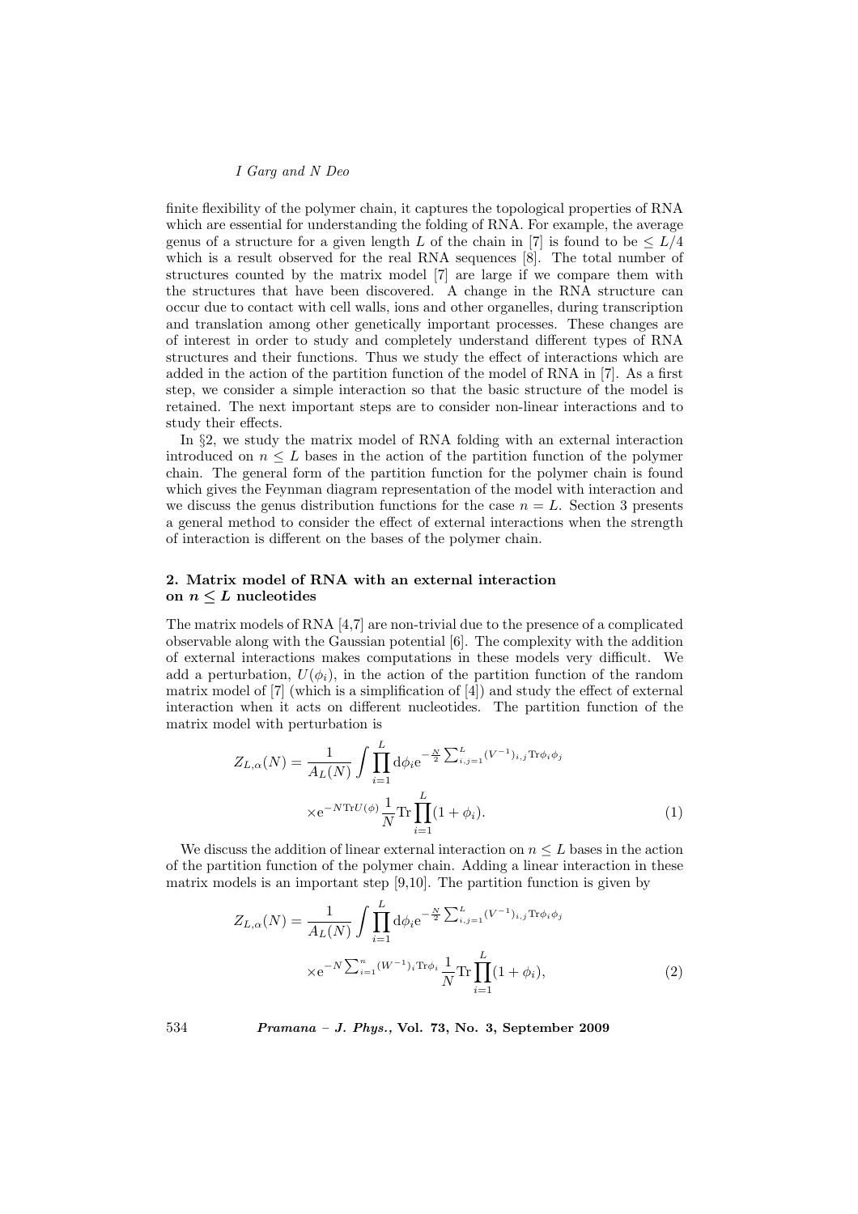finite flexibility of the polymer chain, it captures the topological properties of RNA which are essential for understanding the folding of RNA. For example, the average genus of a structure for a given length $L$ of the chain in [7] is found to be $\leq L/4$ which is a result observed for the real RNA sequences [8]. The total number of structures counted by the matrix model [7] are large if we compare them with the structures that have been discovered. A change in the RNA structure can occur due to contact with cell walls, ions and other organelles, during transcription and translation among other genetically important processes. These changes are of interest in order to study and completely understand different types of RNA structures and their functions. Thus we study the effect of interactions which are added in the action of the partition function of the model of RNA in [7]. As a first step, we consider a simple interaction so that the basic structure of the model is retained. The next important steps are to consider non-linear interactions and to study their effects.

In §2, we study the matrix model of RNA folding with an external interaction introduced on $n \leq L$ bases in the action of the partition function of the polymer chain. The general form of the partition function for the polymer chain is found which gives the Feynman diagram representation of the model with interaction and we discuss the genus distribution functions for the case $n = L$. Section 3 presents a general method to consider the effect of external interactions when the strength of interaction is different on the bases of the polymer chain.

## 2. Matrix model of RNA with an external interaction on $n \leq L$ nucleotides

The matrix models of RNA [4,7] are non-trivial due to the presence of a complicated observable along with the Gaussian potential [6]. The complexity with the addition of external interactions makes computations in these models very difficult. We add a perturbation, $U(\phi_i)$, in the action of the partition function of the random matrix model of [7] (which is a simplification of [4]) and study the effect of external interaction when it acts on different nucleotides. The partition function of the matrix model with perturbation is

$$Z_{L,\alpha}(N) = \frac{1}{A_L(N)} \int \prod_{i=1}^{L} \mathrm{d}\phi_i \mathrm{e}^{-\frac{N}{2}\sum_{i,j=1}^{L}(V^{-1})_{i,j}\mathrm{Tr}\phi_i\phi_j} \times \mathrm{e}^{-N\mathrm{Tr}U(\phi)} \frac{1}{N}\mathrm{Tr}\prod_{i=1}^{L}(1+\phi_i). \tag{1}$$

We discuss the addition of linear external interaction on $n \leq L$ bases in the action of the partition function of the polymer chain. Adding a linear interaction in these matrix models is an important step [9,10]. The partition function is given by

$$Z_{L,\alpha}(N) = \frac{1}{A_L(N)} \int \prod_{i=1}^{L} \mathrm{d}\phi_i \mathrm{e}^{-\frac{N}{2}\sum_{i,j=1}^{L}(V^{-1})_{i,j}\mathrm{Tr}\phi_i\phi_j} \times \mathrm{e}^{-N\sum_{i=1}^{n}(W^{-1})_i\mathrm{Tr}\phi_i} \frac{1}{N}\mathrm{Tr}\prod_{i=1}^{L}(1+\phi_i), \tag{2}$$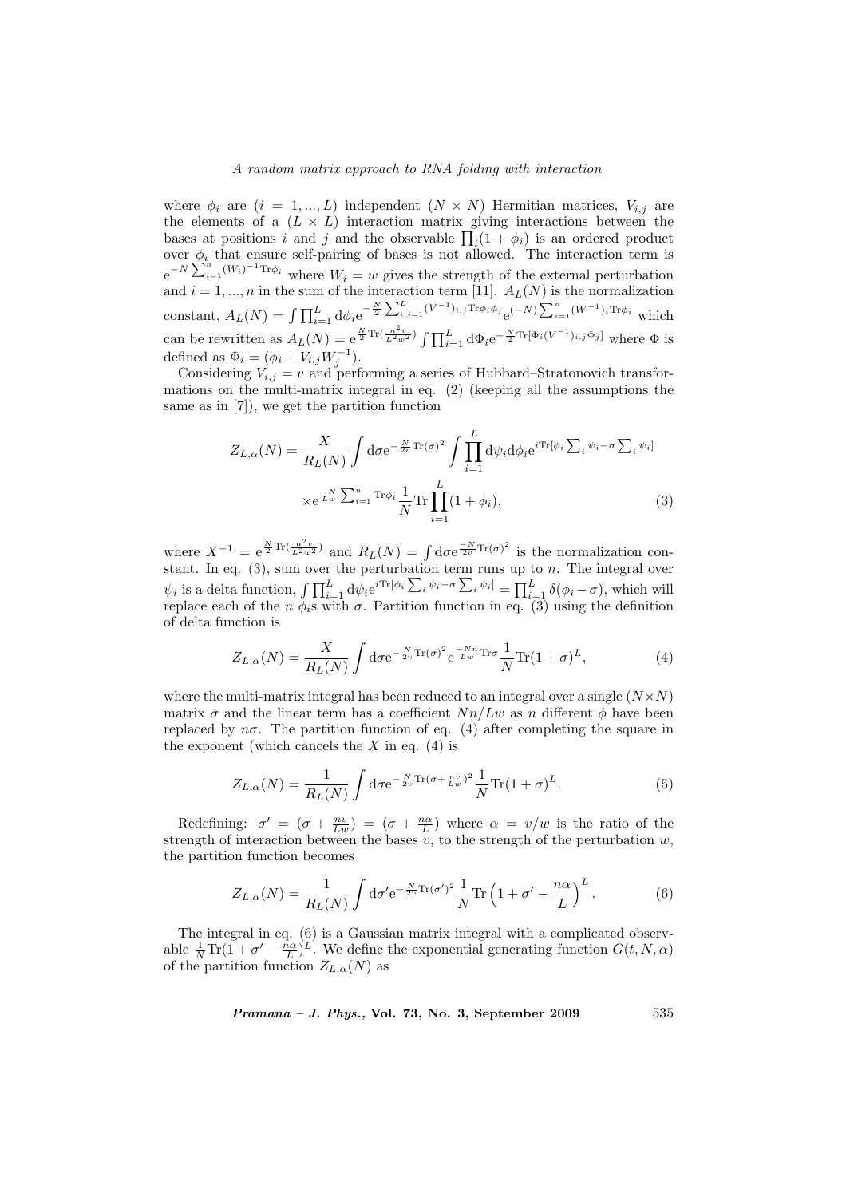where $\phi_i$ are $(i = 1, ..., L)$ independent $(N \times N)$ Hermitian matrices, $V_{i,j}$ are the elements of a $(L \times L)$ interaction matrix giving interactions between the bases at positions $i$ and $j$ and the observable $\prod_i (1 + \phi_i)$ is an ordered product over $\phi_i$ that ensure self-pairing of bases is not allowed. The interaction term is $\mathrm{e}^{-N \sum_{i=1}^{n} (W_i)^{-1} \mathrm{Tr}\phi_i}$ where $W_i = w$ gives the strength of the external perturbation and $i = 1, ..., n$ in the sum of the interaction term [11]. $A_L(N)$ is the normalization constant, $A_L(N) = \int \prod_{i=1}^{L} \mathrm{d}\phi_i \mathrm{e}^{-\frac{N}{2} \sum_{i,j=1}^{L} (V^{-1})_{i,j} \mathrm{Tr}\phi_i \phi_j} \mathrm{e}^{(-N) \sum_{i=1}^{n} (W^{-1})_i \mathrm{Tr}\phi_i}$ which can be rewritten as $A_L(N) = \mathrm{e}^{\frac{N}{2} \mathrm{Tr}(\frac{n^2 v}{L^2 w^2})} \int \prod_{i=1}^{L} \mathrm{d}\Phi_i \mathrm{e}^{-\frac{N}{2} \mathrm{Tr}[\Phi_i (V^{-1})_{i,j} \Phi_j]}$ where $\Phi$ is defined as $\Phi_i = (\phi_i + V_{i,j} W_j^{-1})$.

Considering $V_{i,j} = v$ and performing a series of Hubbard–Stratonovich transformations on the multi-matrix integral in eq. (2) (keeping all the assumptions the same as in [7]), we get the partition function

$$Z_{L,\alpha}(N) = \frac{X}{R_L(N)} \int \mathrm{d}\sigma \mathrm{e}^{-\frac{N}{2v} \mathrm{Tr}(\sigma)^2} \int \prod_{i=1}^{L} \mathrm{d}\psi_i \mathrm{d}\phi_i \mathrm{e}^{i \mathrm{Tr}[\phi_i \sum_i \psi_i - \sigma \sum_i \psi_i]}$$
$$\times \mathrm{e}^{\frac{-N}{Lw} \sum_{i=1}^{n} \mathrm{Tr}\phi_i} \frac{1}{N} \mathrm{Tr} \prod_{i=1}^{L} (1 + \phi_i), \tag{3}$$

where $X^{-1} = \mathrm{e}^{\frac{N}{2} \mathrm{Tr}(\frac{n^2 v}{L^2 w^2})}$ and $R_L(N) = \int \mathrm{d}\sigma \mathrm{e}^{\frac{-N}{2v} \mathrm{Tr}(\sigma)^2}$ is the normalization constant. In eq. (3), sum over the perturbation term runs up to $n$. The integral over $\psi_i$ is a delta function, $\int \prod_{i=1}^{L} \mathrm{d}\psi_i \mathrm{e}^{i \mathrm{Tr}[\phi_i \sum_i \psi_i - \sigma \sum_i \psi_i]} = \prod_{i=1}^{L} \delta(\phi_i - \sigma)$, which will replace each of the $n$ $\phi_i$s with $\sigma$. Partition function in eq. (3) using the definition of delta function is

$$Z_{L,\alpha}(N) = \frac{X}{R_L(N)} \int \mathrm{d}\sigma \mathrm{e}^{-\frac{N}{2v} \mathrm{Tr}(\sigma)^2} \mathrm{e}^{\frac{-Nn}{Lw} \mathrm{Tr}\sigma} \frac{1}{N} \mathrm{Tr}(1 + \sigma)^L, \tag{4}$$

where the multi-matrix integral has been reduced to an integral over a single $(N \times N)$ matrix $\sigma$ and the linear term has a coefficient $Nn/Lw$ as $n$ different $\phi$ have been replaced by $n\sigma$. The partition function of eq. (4) after completing the square in the exponent (which cancels the $X$ in eq. (4) is

$$Z_{L,\alpha}(N) = \frac{1}{R_L(N)} \int \mathrm{d}\sigma \mathrm{e}^{-\frac{N}{2v} \mathrm{Tr}(\sigma + \frac{nv}{Lw})^2} \frac{1}{N} \mathrm{Tr}(1 + \sigma)^L. \tag{5}$$

Redefining: $\sigma' = (\sigma + \frac{nv}{Lw}) = (\sigma + \frac{n\alpha}{L})$ where $\alpha = v/w$ is the ratio of the strength of interaction between the bases $v$, to the strength of the perturbation $w$, the partition function becomes

$$Z_{L,\alpha}(N) = \frac{1}{R_L(N)} \int \mathrm{d}\sigma' \mathrm{e}^{-\frac{N}{2v} \mathrm{Tr}(\sigma')^2} \frac{1}{N} \mathrm{Tr}\left(1 + \sigma' - \frac{n\alpha}{L}\right)^L. \tag{6}$$

The integral in eq. (6) is a Gaussian matrix integral with a complicated observable $\frac{1}{N} \mathrm{Tr}(1 + \sigma' - \frac{n\alpha}{L})^L$. We define the exponential generating function $G(t, N, \alpha)$ of the partition function $Z_{L,\alpha}(N)$ as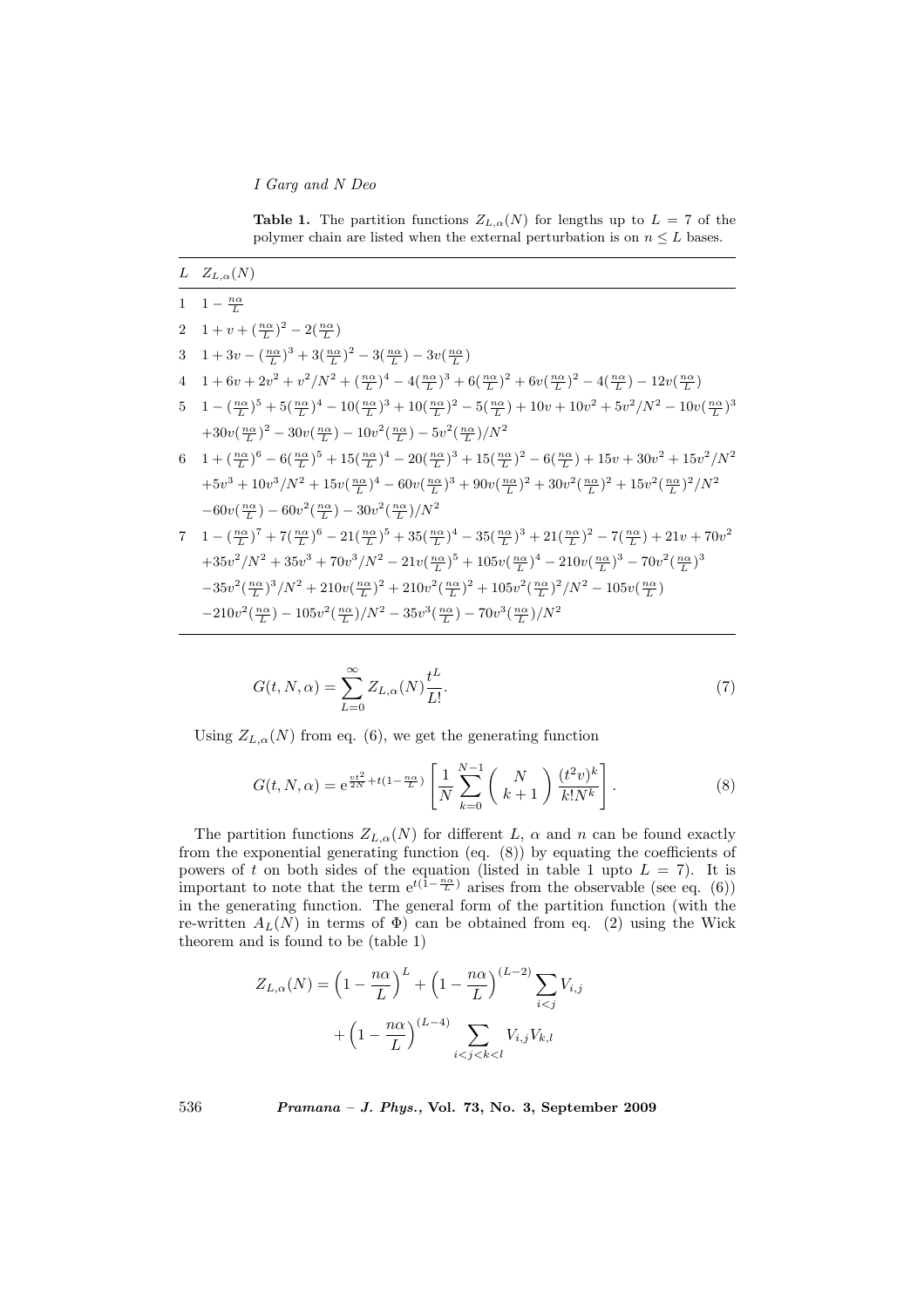**Table 1.** The partition functions $Z_{L,\alpha}(N)$ for lengths up to $L = 7$ of the polymer chain are listed when the external perturbation is on $n \leq L$ bases.

| $L$ | $Z_{L,\alpha}(N)$ |
|---|---|
| 1 | $1 - \frac{n\alpha}{L}$ |
| 2 | $1 + v + (\frac{n\alpha}{L})^2 - 2(\frac{n\alpha}{L})$ |
| 3 | $1 + 3v - (\frac{n\alpha}{L})^3 + 3(\frac{n\alpha}{L})^2 - 3(\frac{n\alpha}{L}) - 3v(\frac{n\alpha}{L})$ |
| 4 | $1 + 6v + 2v^2 + v^2/N^2 + (\frac{n\alpha}{L})^4 - 4(\frac{n\alpha}{L})^3 + 6(\frac{n\alpha}{L})^2 + 6v(\frac{n\alpha}{L})^2 - 4(\frac{n\alpha}{L}) - 12v(\frac{n\alpha}{L})$ |
| 5 | $1 - (\frac{n\alpha}{L})^5 + 5(\frac{n\alpha}{L})^4 - 10(\frac{n\alpha}{L})^3 + 10(\frac{n\alpha}{L})^2 - 5(\frac{n\alpha}{L}) + 10v + 10v^2 + 5v^2/N^2 - 10v(\frac{n\alpha}{L})^3$ $+30v(\frac{n\alpha}{L})^2 - 30v(\frac{n\alpha}{L}) - 10v^2(\frac{n\alpha}{L}) - 5v^2(\frac{n\alpha}{L})/N^2$ |
| 6 | $1 + (\frac{n\alpha}{L})^6 - 6(\frac{n\alpha}{L})^5 + 15(\frac{n\alpha}{L})^4 - 20(\frac{n\alpha}{L})^3 + 15(\frac{n\alpha}{L})^2 - 6(\frac{n\alpha}{L}) + 15v + 30v^2 + 15v^2/N^2$ $+5v^3 + 10v^3/N^2 + 15v(\frac{n\alpha}{L})^4 - 60v(\frac{n\alpha}{L})^3 + 90v(\frac{n\alpha}{L})^2 + 30v^2(\frac{n\alpha}{L})^2 + 15v^2(\frac{n\alpha}{L})^2/N^2$ $-60v(\frac{n\alpha}{L}) - 60v^2(\frac{n\alpha}{L}) - 30v^2(\frac{n\alpha}{L})/N^2$ |
| 7 | $1 - (\frac{n\alpha}{L})^7 + 7(\frac{n\alpha}{L})^6 - 21(\frac{n\alpha}{L})^5 + 35(\frac{n\alpha}{L})^4 - 35(\frac{n\alpha}{L})^3 + 21(\frac{n\alpha}{L})^2 - 7(\frac{n\alpha}{L}) + 21v + 70v^2$ $+35v^2/N^2 + 35v^3 + 70v^3/N^2 - 21v(\frac{n\alpha}{L})^5 + 105v(\frac{n\alpha}{L})^4 - 210v(\frac{n\alpha}{L})^3 - 70v^2(\frac{n\alpha}{L})^3$ $-35v^2(\frac{n\alpha}{L})^3/N^2 + 210v(\frac{n\alpha}{L})^2 + 210v^2(\frac{n\alpha}{L})^2 + 105v^2(\frac{n\alpha}{L})^2/N^2 - 105v(\frac{n\alpha}{L})$ $-210v^2(\frac{n\alpha}{L}) - 105v^2(\frac{n\alpha}{L})/N^2 - 35v^3(\frac{n\alpha}{L}) - 70v^3(\frac{n\alpha}{L})/N^2$ |

$$G(t, N, \alpha) = \sum_{L=0}^{\infty} Z_{L,\alpha}(N) \frac{t^L}{L!}. \tag{7}$$

Using $Z_{L,\alpha}(N)$ from eq. (6), we get the generating function

$$G(t, N, \alpha) = \mathrm{e}^{\frac{vt^2}{2N} + t(1 - \frac{n\alpha}{L})} \left[ \frac{1}{N} \sum_{k=0}^{N-1} \binom{N}{k+1} \frac{(t^2 v)^k}{k! N^k} \right]. \tag{8}$$

The partition functions $Z_{L,\alpha}(N)$ for different $L$, $\alpha$ and $n$ can be found exactly from the exponential generating function (eq. (8)) by equating the coefficients of powers of $t$ on both sides of the equation (listed in table 1 upto $L = 7$). It is important to note that the term $\mathrm{e}^{t(1 - \frac{n\alpha}{L})}$ arises from the observable (see eq. (6)) in the generating function. The general form of the partition function (with the re-written $A_L(N)$ in terms of $\Phi$) can be obtained from eq. (2) using the Wick theorem and is found to be (table 1)

$$Z_{L,\alpha}(N) = \left(1 - \frac{n\alpha}{L}\right)^L + \left(1 - \frac{n\alpha}{L}\right)^{(L-2)} \sum_{i<j} V_{i,j}$$
$$+ \left(1 - \frac{n\alpha}{L}\right)^{(L-4)} \sum_{i<j<k<l} V_{i,j} V_{k,l}$$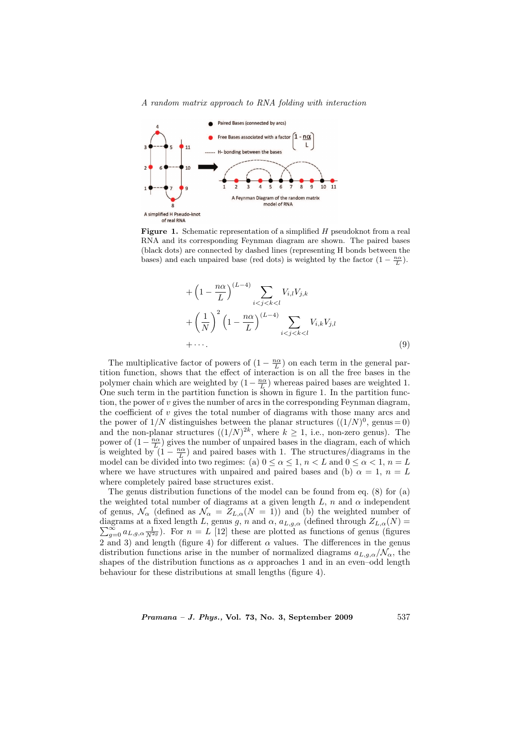Figure 1. Schematic representation of a simplified $H$ pseudoknot from a real RNA and its corresponding Feynman diagram are shown. The paired bases (black dots) are connected by dashed lines (representing H bonds between the bases) and each unpaired base (red dots) is weighted by the factor $(1 - \frac{n\alpha}{L})$.

$$
\begin{aligned}
&+ \left(1 - \frac{n\alpha}{L}\right)^{(L-4)} \sum_{i<j<k<l} V_{i,l} V_{j,k} \\
&+ \left(\frac{1}{N}\right)^2 \left(1 - \frac{n\alpha}{L}\right)^{(L-4)} \sum_{i<j<k<l} V_{i,k} V_{j,l} \\
&+ \cdots .
\end{aligned}
\tag{9}
$$

The multiplicative factor of powers of $(1 - \frac{n\alpha}{L})$ on each term in the general partition function, shows that the effect of interaction is on all the free bases in the polymer chain which are weighted by $(1 - \frac{n\alpha}{L})$ whereas paired bases are weighted 1. One such term in the partition function is shown in figure 1. In the partition function, the power of $v$ gives the number of arcs in the corresponding Feynman diagram, the coefficient of $v$ gives the total number of diagrams with those many arcs and the power of $1/N$ distinguishes between the planar structures ($(1/N)^0$, genus = 0) and the non-planar structures ($(1/N)^{2k}$, where $k \geq 1$, i.e., non-zero genus). The power of $(1 - \frac{n\alpha}{L})$ gives the number of unpaired bases in the diagram, each of which is weighted by $(1 - \frac{n\alpha}{L})$ and paired bases with 1. The structures/diagrams in the model can be divided into two regimes: (a) $0 \leq \alpha \leq 1$, $n < L$ and $0 \leq \alpha < 1$, $n = L$ where we have structures with unpaired and paired bases and (b) $\alpha = 1$, $n = L$ where completely paired base structures exist.

The genus distribution functions of the model can be found from eq. (8) for (a) the weighted total number of diagrams at a given length $L$, $n$ and $\alpha$ independent of genus, $\mathcal{N}_\alpha$ (defined as $\mathcal{N}_\alpha = Z_{L,\alpha}(N = 1)$) and (b) the weighted number of diagrams at a fixed length $L$, genus $g$, $n$ and $\alpha$, $a_{L,g,\alpha}$ (defined through $Z_{L,\alpha}(N) = \sum_{g=0}^{\infty} a_{L,g,\alpha} \frac{1}{N^{2g}}$). For $n = L$ [12] these are plotted as functions of genus (figures 2 and 3) and length (figure 4) for different $\alpha$ values. The differences in the genus distribution functions arise in the number of normalized diagrams $a_{L,g,\alpha}/\mathcal{N}_\alpha$, the shapes of the distribution functions as $\alpha$ approaches 1 and in an even–odd length behaviour for these distributions at small lengths (figure 4).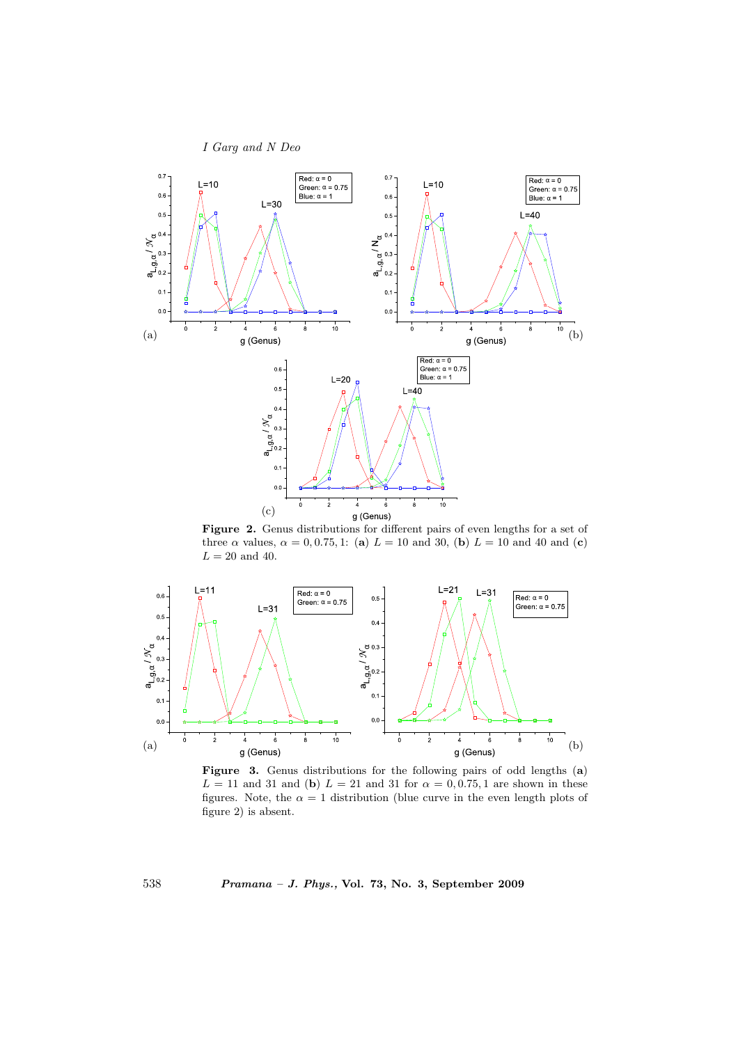**Figure 2.** Genus distributions for different pairs of even lengths for a set of three $\alpha$ values, $\alpha = 0, 0.75, 1$: (**a**) $L = 10$ and 30, (**b**) $L = 10$ and 40 and (**c**) $L = 20$ and 40.

**Figure 3.** Genus distributions for the following pairs of odd lengths (**a**) $L = 11$ and 31 and (**b**) $L = 21$ and 31 for $\alpha = 0, 0.75, 1$ are shown in these figures. Note, the $\alpha = 1$ distribution (blue curve in the even length plots of figure 2) is absent.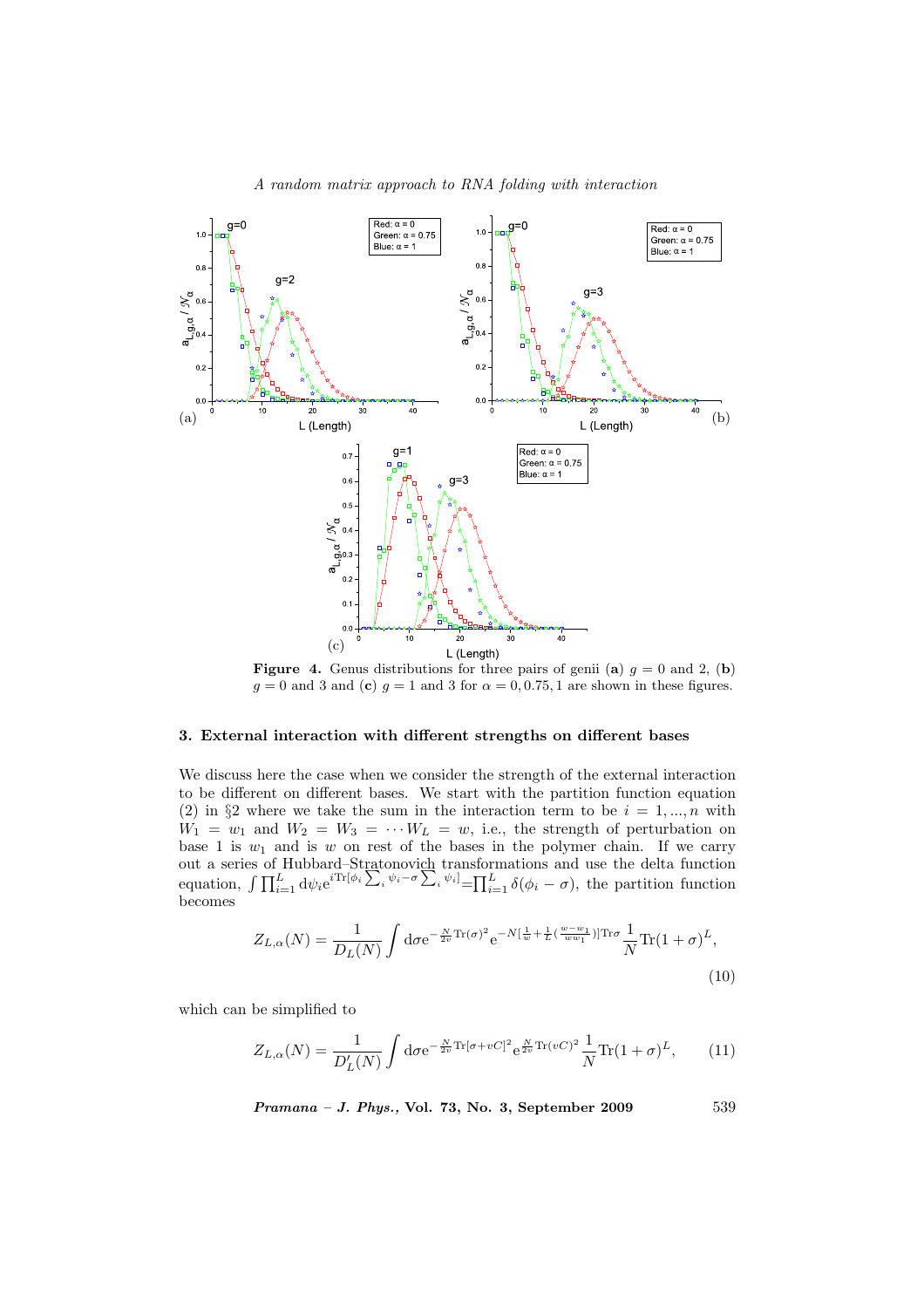**Figure 4.** Genus distributions for three pairs of genii (**a**) $g = 0$ and 2, (**b**) $g = 0$ and 3 and (**c**) $g = 1$ and 3 for $\alpha = 0, 0.75, 1$ are shown in these figures.

## 3. External interaction with different strengths on different bases

We discuss here the case when we consider the strength of the external interaction to be different on different bases. We start with the partition function equation (2) in §2 where we take the sum in the interaction term to be $i = 1, ..., n$ with $W_1 = w_1$ and $W_2 = W_3 = \cdots W_L = w$, i.e., the strength of perturbation on base 1 is $w_1$ and is $w$ on rest of the bases in the polymer chain. If we carry out a series of Hubbard–Stratonovich transformations and use the delta function equation, $\int \prod_{i=1}^{L} \mathrm{d}\psi_i \mathrm{e}^{i\mathrm{Tr}[\phi_i \sum_i \psi_i - \sigma \sum_i \psi_i]} = \prod_{i=1}^{L} \delta(\phi_i - \sigma)$, the partition function becomes

$$Z_{L,\alpha}(N) = \frac{1}{D_L(N)} \int \mathrm{d}\sigma \mathrm{e}^{-\frac{N}{2v}\mathrm{Tr}(\sigma)^2} \mathrm{e}^{-N[\frac{1}{w} + \frac{1}{L}(\frac{w-w_1}{ww_1})]\mathrm{Tr}\sigma} \frac{1}{N}\mathrm{Tr}(1+\sigma)^L, \tag{10}$$

which can be simplified to

$$Z_{L,\alpha}(N) = \frac{1}{D'_L(N)} \int \mathrm{d}\sigma \mathrm{e}^{-\frac{N}{2v}\mathrm{Tr}[\sigma + vC]^2} \mathrm{e}^{\frac{N}{2v}\mathrm{Tr}(vC)^2} \frac{1}{N}\mathrm{Tr}(1+\sigma)^L, \tag{11}$$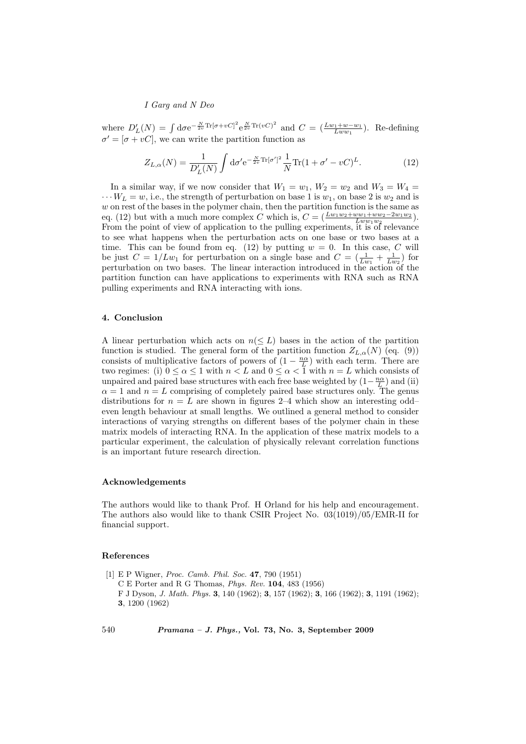where $D'_L(N) = \int \mathrm{d}\sigma \mathrm{e}^{-\frac{N}{2v}\mathrm{Tr}[\sigma+vC]^2} \mathrm{e}^{\frac{N}{2v}\mathrm{Tr}(vC)^2}$ and $C = (\frac{Lw_1+w-w_1}{Lww_1})$. Re-defining $\sigma' = [\sigma + vC]$, we can write the partition function as

$$Z_{L,\alpha}(N) = \frac{1}{D'_L(N)} \int \mathrm{d}\sigma' \mathrm{e}^{-\frac{N}{2v}\mathrm{Tr}[\sigma']^2} \frac{1}{N}\mathrm{Tr}(1+\sigma'-vC)^L. \tag{12}$$

In a similar way, if we now consider that $W_1 = w_1$, $W_2 = w_2$ and $W_3 = W_4 = \cdots W_L = w$, i.e., the strength of perturbation on base 1 is $w_1$, on base 2 is $w_2$ and is $w$ on rest of the bases in the polymer chain, then the partition function is the same as eq. (12) but with a much more complex $C$ which is, $C = (\frac{Lw_1w_2+ww_1+ww_2-2w_1w_2}{Lww_1w_2})$. From the point of view of application to the pulling experiments, it is of relevance to see what happens when the perturbation acts on one base or two bases at a time. This can be found from eq. (12) by putting $w = 0$. In this case, $C$ will be just $C = 1/Lw_1$ for perturbation on a single base and $C = (\frac{1}{Lw_1} + \frac{1}{Lw_2})$ for perturbation on two bases. The linear interaction introduced in the action of the partition function can have applications to experiments with RNA such as RNA pulling experiments and RNA interacting with ions.

## 4. Conclusion

A linear perturbation which acts on $n(\leq L)$ bases in the action of the partition function is studied. The general form of the partition function $Z_{L,\alpha}(N)$ (eq. (9)) consists of multiplicative factors of powers of $(1 - \frac{n\alpha}{L})$ with each term. There are two regimes: (i) $0 \leq \alpha \leq 1$ with $n < L$ and $0 \leq \alpha < 1$ with $n = L$ which consists of unpaired and paired base structures with each free base weighted by $(1-\frac{n\alpha}{L})$ and (ii) $\alpha = 1$ and $n = L$ comprising of completely paired base structures only. The genus distributions for $n = L$ are shown in figures 2–4 which show an interesting odd–even length behaviour at small lengths. We outlined a general method to consider interactions of varying strengths on different bases of the polymer chain in these matrix models of interacting RNA. In the application of these matrix models to a particular experiment, the calculation of physically relevant correlation functions is an important future research direction.

### Acknowledgements

The authors would like to thank Prof. H Orland for his help and encouragement. The authors also would like to thank CSIR Project No. 03(1019)/05/EMR-II for financial support.

### References

[1] E P Wigner, *Proc. Camb. Phil. Soc.* **47**, 790 (1951)
C E Porter and R G Thomas, *Phys. Rev.* **104**, 483 (1956)
F J Dyson, *J. Math. Phys.* **3**, 140 (1962); **3**, 157 (1962); **3**, 166 (1962); **3**, 1191 (1962); **3**, 1200 (1962)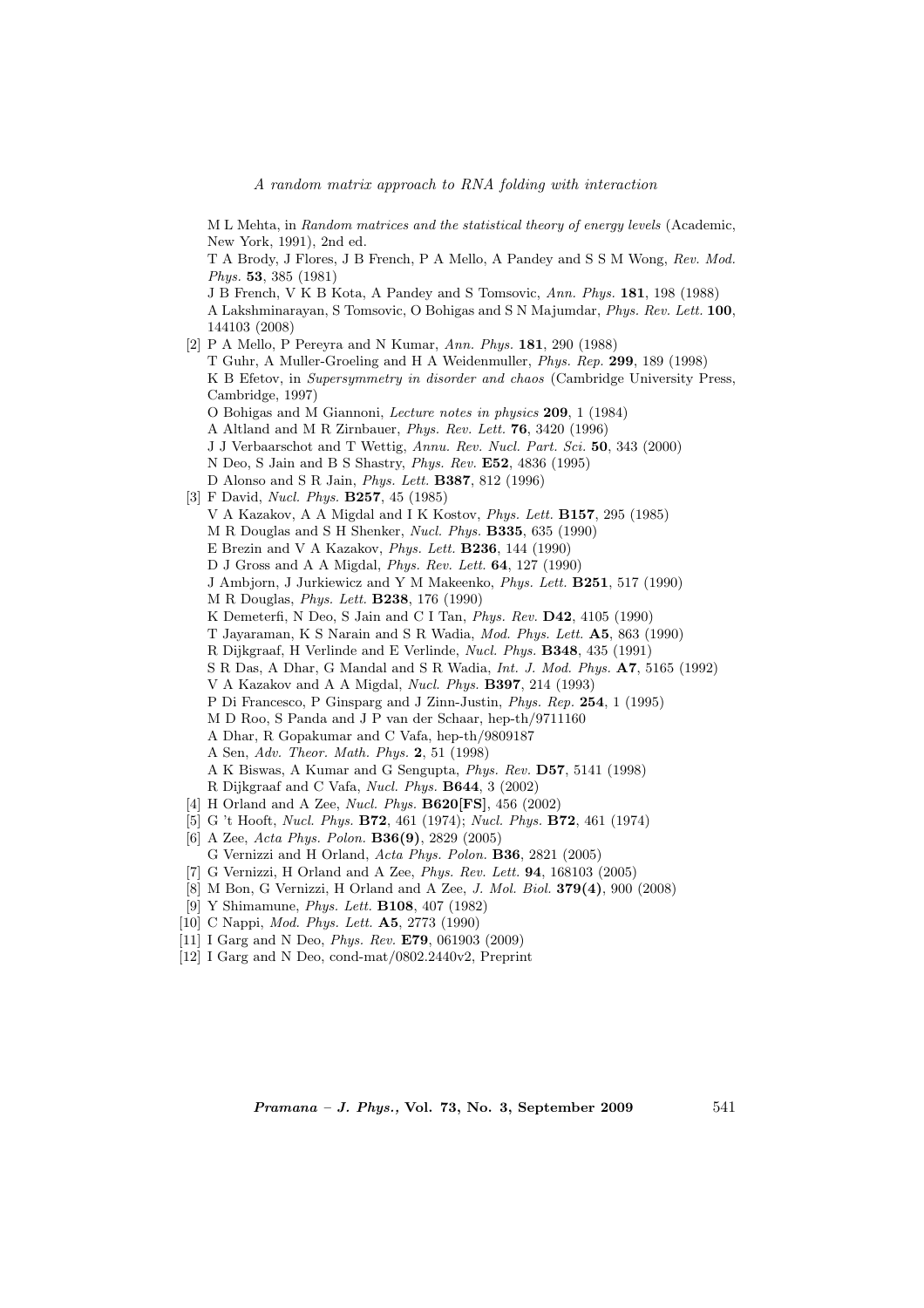M L Mehta, in *Random matrices and the statistical theory of energy levels* (Academic, New York, 1991), 2nd ed.
T A Brody, J Flores, J B French, P A Mello, A Pandey and S S M Wong, *Rev. Mod. Phys.* **53**, 385 (1981)
J B French, V K B Kota, A Pandey and S Tomsovic, *Ann. Phys.* **181**, 198 (1988)
A Lakshminarayan, S Tomsovic, O Bohigas and S N Majumdar, *Phys. Rev. Lett.* **100**, 144103 (2008)

[2] P A Mello, P Pereyra and N Kumar, *Ann. Phys.* **181**, 290 (1988)
T Guhr, A Muller-Groeling and H A Weidenmuller, *Phys. Rep.* **299**, 189 (1998)
K B Efetov, in *Supersymmetry in disorder and chaos* (Cambridge University Press, Cambridge, 1997)
O Bohigas and M Giannoni, *Lecture notes in physics* **209**, 1 (1984)
A Altland and M R Zirnbauer, *Phys. Rev. Lett.* **76**, 3420 (1996)
J J Verbaarschot and T Wettig, *Annu. Rev. Nucl. Part. Sci.* **50**, 343 (2000)
N Deo, S Jain and B S Shastry, *Phys. Rev.* **E52**, 4836 (1995)
D Alonso and S R Jain, *Phys. Lett.* **B387**, 812 (1996)

[3] F David, *Nucl. Phys.* **B257**, 45 (1985)
V A Kazakov, A A Migdal and I K Kostov, *Phys. Lett.* **B157**, 295 (1985)
M R Douglas and S H Shenker, *Nucl. Phys.* **B335**, 635 (1990)
E Brezin and V A Kazakov, *Phys. Lett.* **B236**, 144 (1990)
D J Gross and A A Migdal, *Phys. Rev. Lett.* **64**, 127 (1990)
J Ambjorn, J Jurkiewicz and Y M Makeenko, *Phys. Lett.* **B251**, 517 (1990)
M R Douglas, *Phys. Lett.* **B238**, 176 (1990)
K Demeterfi, N Deo, S Jain and C I Tan, *Phys. Rev.* **D42**, 4105 (1990)
T Jayaraman, K S Narain and S R Wadia, *Mod. Phys. Lett.* **A5**, 863 (1990)
R Dijkgraaf, H Verlinde and E Verlinde, *Nucl. Phys.* **B348**, 435 (1991)
S R Das, A Dhar, G Mandal and S R Wadia, *Int. J. Mod. Phys.* **A7**, 5165 (1992)
V A Kazakov and A A Migdal, *Nucl. Phys.* **B397**, 214 (1993)
P Di Francesco, P Ginsparg and J Zinn-Justin, *Phys. Rep.* **254**, 1 (1995)
M D Roo, S Panda and J P van der Schaar, hep-th/9711160
A Dhar, R Gopakumar and C Vafa, hep-th/9809187
A Sen, *Adv. Theor. Math. Phys.* **2**, 51 (1998)
A K Biswas, A Kumar and G Sengupta, *Phys. Rev.* **D57**, 5141 (1998)
R Dijkgraaf and C Vafa, *Nucl. Phys.* **B644**, 3 (2002)

[4] H Orland and A Zee, *Nucl. Phys.* **B620[FS]**, 456 (2002)

[5] G 't Hooft, *Nucl. Phys.* **B72**, 461 (1974); *Nucl. Phys.* **B72**, 461 (1974)

[6] A Zee, *Acta Phys. Polon.* **B36(9)**, 2829 (2005)
G Vernizzi and H Orland, *Acta Phys. Polon.* **B36**, 2821 (2005)

[7] G Vernizzi, H Orland and A Zee, *Phys. Rev. Lett.* **94**, 168103 (2005)

[8] M Bon, G Vernizzi, H Orland and A Zee, *J. Mol. Biol.* **379(4)**, 900 (2008)

[9] Y Shimamune, *Phys. Lett.* **B108**, 407 (1982)

[10] C Nappi, *Mod. Phys. Lett.* **A5**, 2773 (1990)

[11] I Garg and N Deo, *Phys. Rev.* **E79**, 061903 (2009)

[12] I Garg and N Deo, cond-mat/0802.2440v2, Preprint